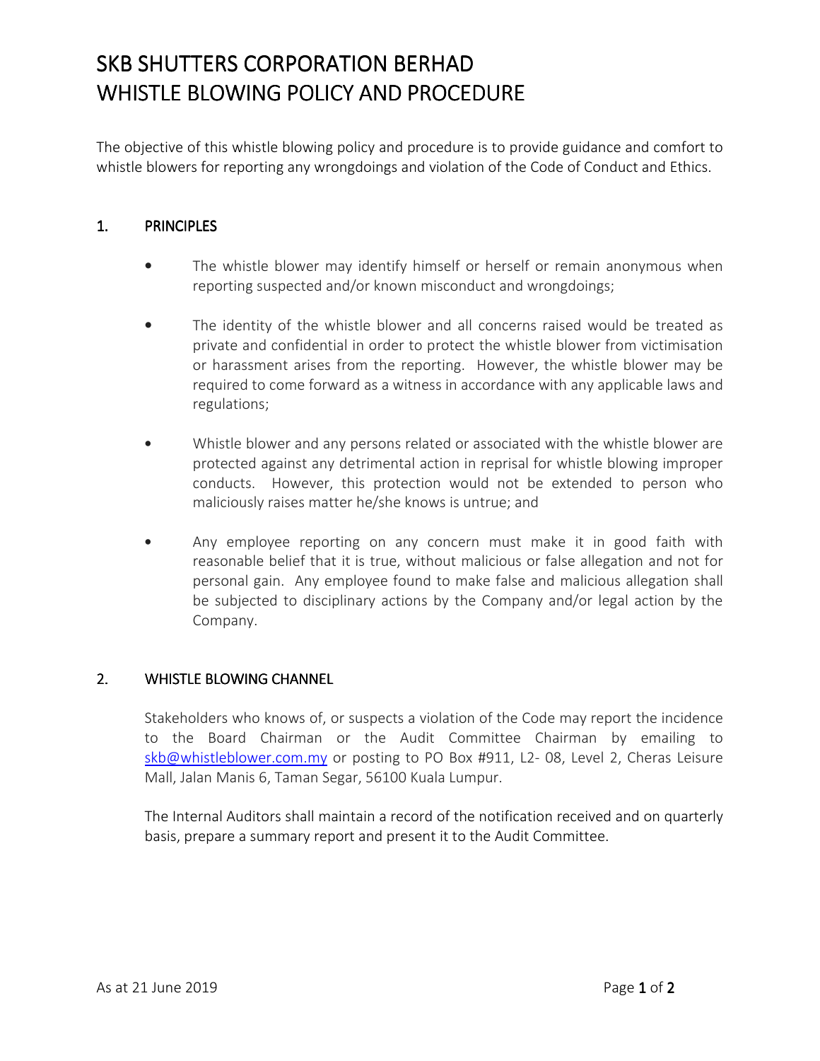# SKB SHUTTERS CORPORATION BERHAD
# WHISTLE BLOWING POLICY AND PROCEDURE

The objective of this whistle blowing policy and procedure is to provide guidance and comfort to whistle blowers for reporting any wrongdoings and violation of the Code of Conduct and Ethics.

## 1. PRINCIPLES

- The whistle blower may identify himself or herself or remain anonymous when reporting suspected and/or known misconduct and wrongdoings;
- The identity of the whistle blower and all concerns raised would be treated as private and confidential in order to protect the whistle blower from victimisation or harassment arises from the reporting. However, the whistle blower may be required to come forward as a witness in accordance with any applicable laws and regulations;
- Whistle blower and any persons related or associated with the whistle blower are protected against any detrimental action in reprisal for whistle blowing improper conducts. However, this protection would not be extended to person who maliciously raises matter he/she knows is untrue; and
- Any employee reporting on any concern must make it in good faith with reasonable belief that it is true, without malicious or false allegation and not for personal gain. Any employee found to make false and malicious allegation shall be subjected to disciplinary actions by the Company and/or legal action by the Company.

## 2. WHISTLE BLOWING CHANNEL

Stakeholders who knows of, or suspects a violation of the Code may report the incidence to the Board Chairman or the Audit Committee Chairman by emailing to skb@whistleblower.com.my or posting to PO Box #911, L2- 08, Level 2, Cheras Leisure Mall, Jalan Manis 6, Taman Segar, 56100 Kuala Lumpur.

The Internal Auditors shall maintain a record of the notification received and on quarterly basis, prepare a summary report and present it to the Audit Committee.

As at 21 June 2019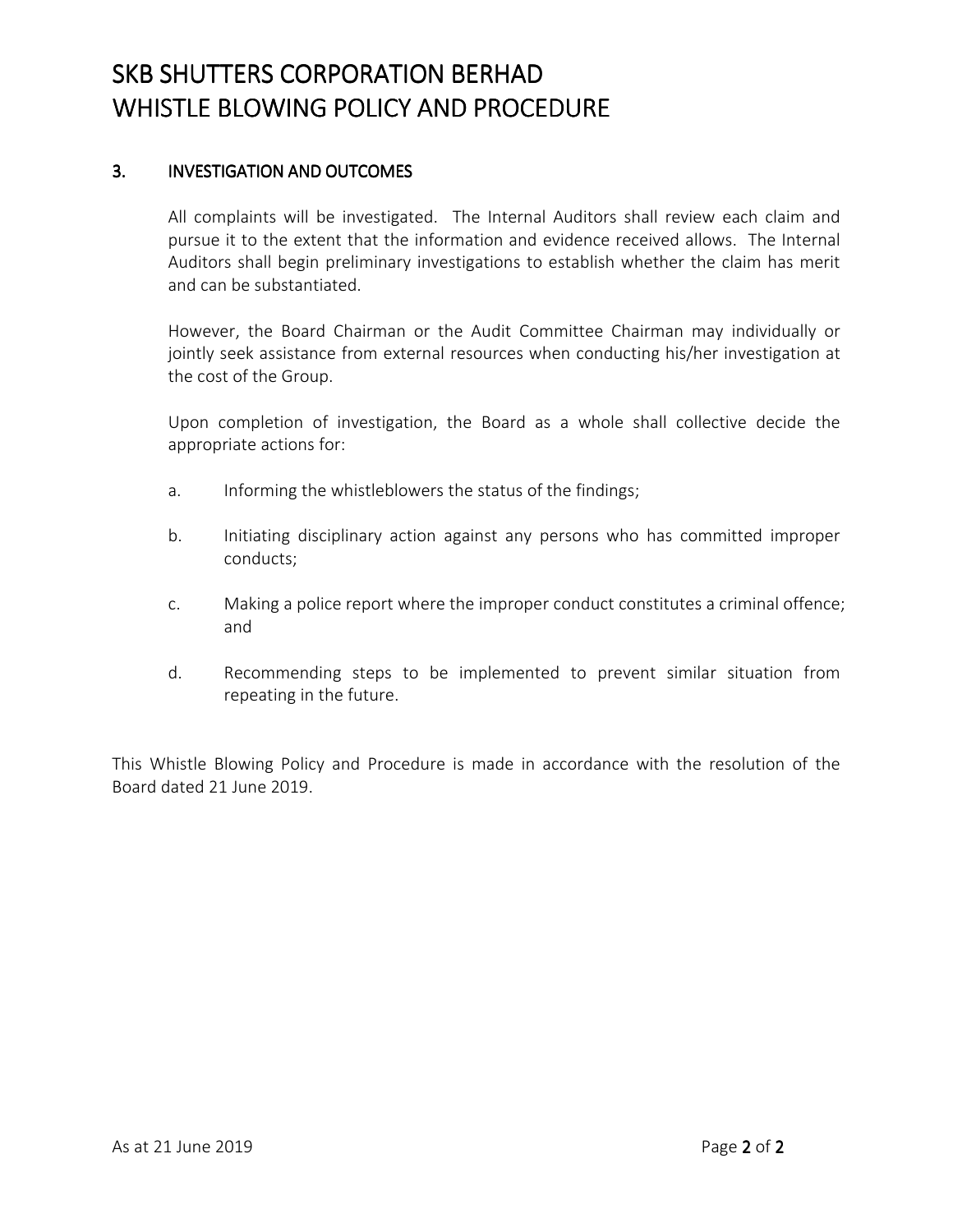# SKB SHUTTERS CORPORATION BERHAD
# WHISTLE BLOWING POLICY AND PROCEDURE

## 3. INVESTIGATION AND OUTCOMES

All complaints will be investigated. The Internal Auditors shall review each claim and pursue it to the extent that the information and evidence received allows. The Internal Auditors shall begin preliminary investigations to establish whether the claim has merit and can be substantiated.

However, the Board Chairman or the Audit Committee Chairman may individually or jointly seek assistance from external resources when conducting his/her investigation at the cost of the Group.

Upon completion of investigation, the Board as a whole shall collective decide the appropriate actions for:

a. Informing the whistleblowers the status of the findings;

b. Initiating disciplinary action against any persons who has committed improper conducts;

c. Making a police report where the improper conduct constitutes a criminal offence; and

d. Recommending steps to be implemented to prevent similar situation from repeating in the future.

This Whistle Blowing Policy and Procedure is made in accordance with the resolution of the Board dated 21 June 2019.